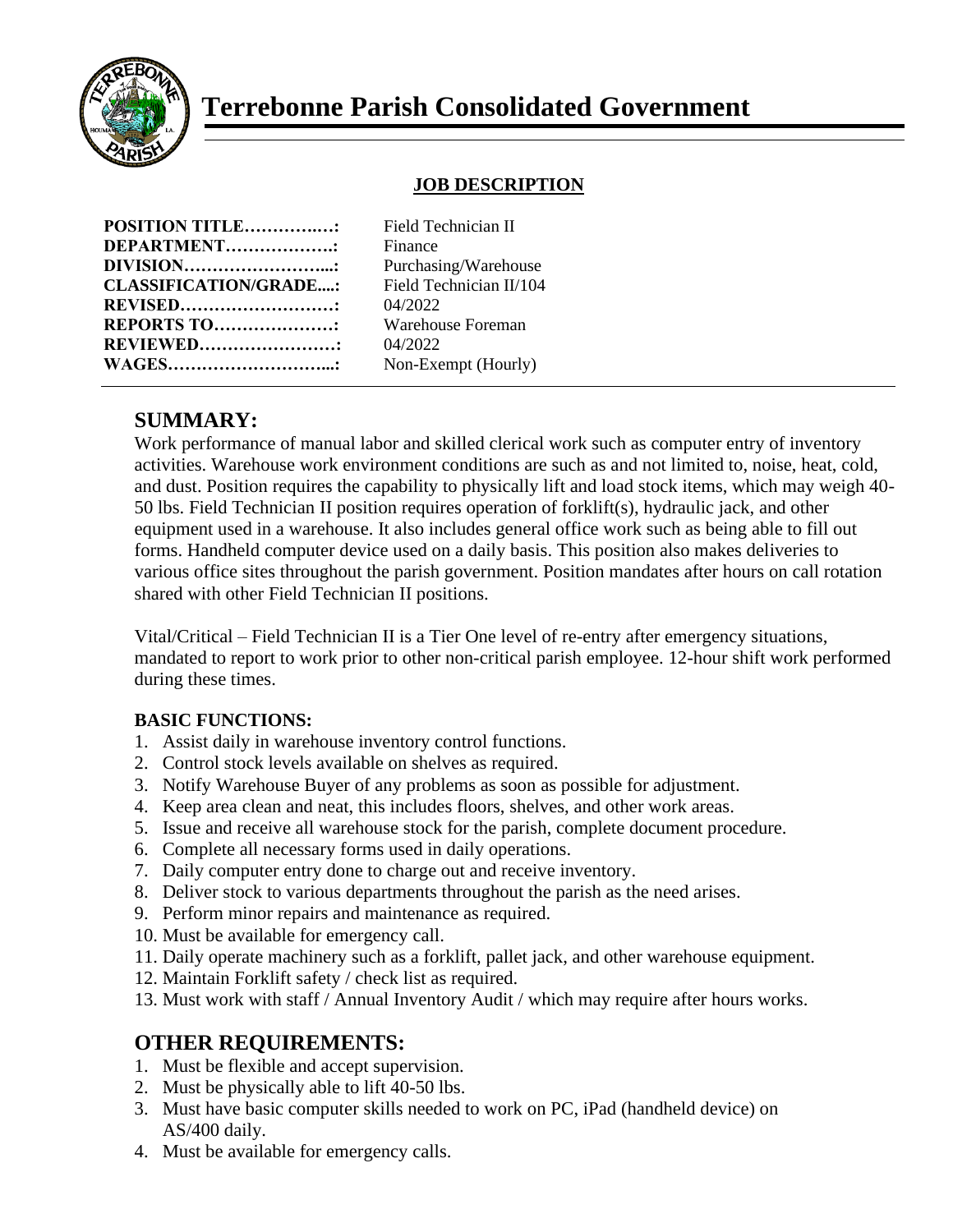# Terrebonne Parish Consolidated Government

## JOB DESCRIPTION

**POSITION TITLE……………:** Field Technician II
**DEPARTMENT……………….:** Finance
**DIVISION……………………...:** Purchasing/Warehouse
**CLASSIFICATION/GRADE....:** Field Technician II/104
**REVISED………………………:** 04/2022
**REPORTS TO…………………:** Warehouse Foreman
**REVIEWED……………………:** 04/2022
**WAGES………………………...:** Non-Exempt (Hourly)

## SUMMARY:

Work performance of manual labor and skilled clerical work such as computer entry of inventory activities. Warehouse work environment conditions are such as and not limited to, noise, heat, cold, and dust. Position requires the capability to physically lift and load stock items, which may weigh 40-50 lbs. Field Technician II position requires operation of forklift(s), hydraulic jack, and other equipment used in a warehouse. It also includes general office work such as being able to fill out forms. Handheld computer device used on a daily basis. This position also makes deliveries to various office sites throughout the parish government. Position mandates after hours on call rotation shared with other Field Technician II positions.

Vital/Critical – Field Technician II is a Tier One level of re-entry after emergency situations, mandated to report to work prior to other non-critical parish employee. 12-hour shift work performed during these times.

### BASIC FUNCTIONS:

1. Assist daily in warehouse inventory control functions.
2. Control stock levels available on shelves as required.
3. Notify Warehouse Buyer of any problems as soon as possible for adjustment.
4. Keep area clean and neat, this includes floors, shelves, and other work areas.
5. Issue and receive all warehouse stock for the parish, complete document procedure.
6. Complete all necessary forms used in daily operations.
7. Daily computer entry done to charge out and receive inventory.
8. Deliver stock to various departments throughout the parish as the need arises.
9. Perform minor repairs and maintenance as required.
10. Must be available for emergency call.
11. Daily operate machinery such as a forklift, pallet jack, and other warehouse equipment.
12. Maintain Forklift safety / check list as required.
13. Must work with staff / Annual Inventory Audit / which may require after hours works.

## OTHER REQUIREMENTS:

1. Must be flexible and accept supervision.
2. Must be physically able to lift 40-50 lbs.
3. Must have basic computer skills needed to work on PC, iPad (handheld device) on AS/400 daily.
4. Must be available for emergency calls.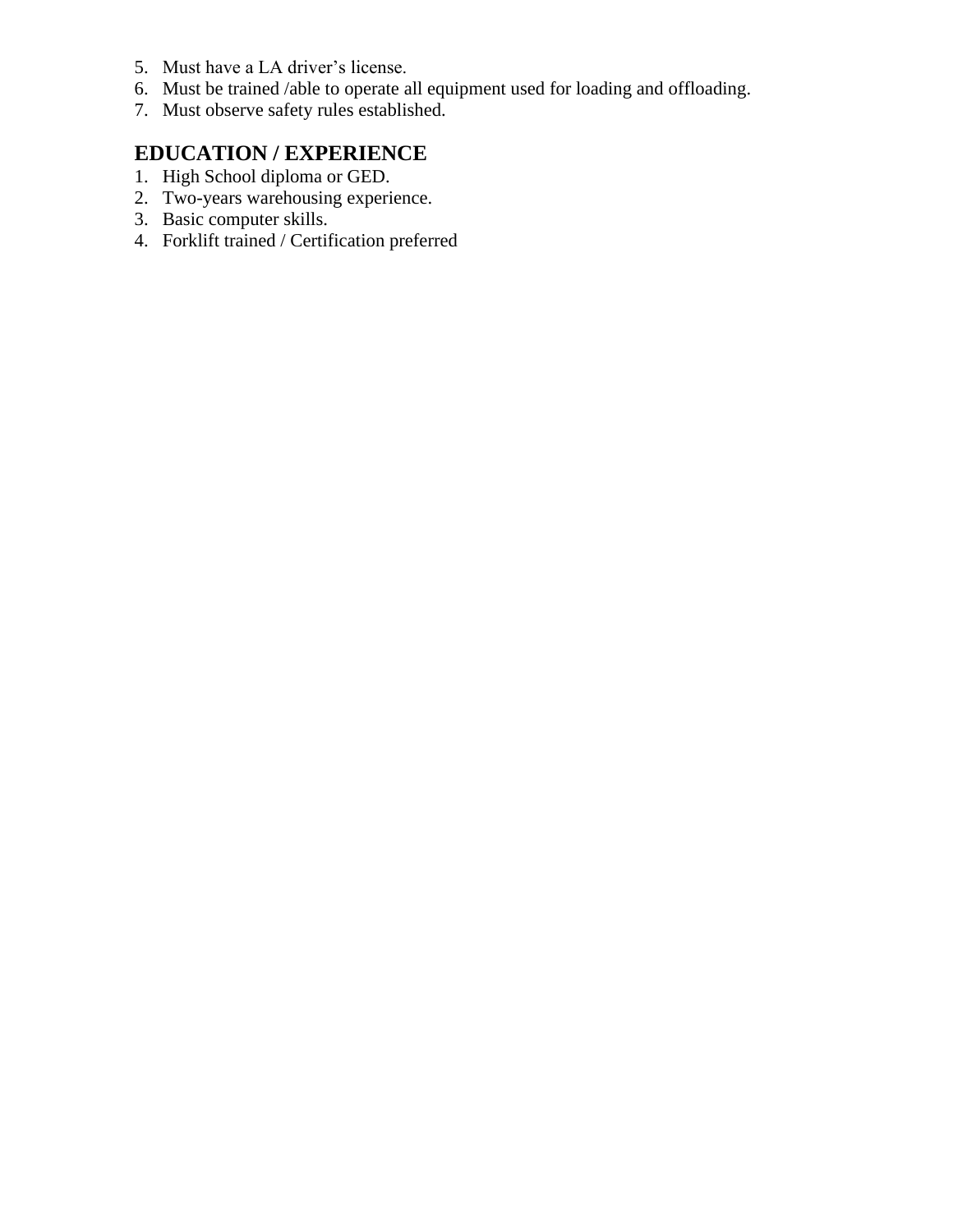5. Must have a LA driver's license.
6. Must be trained /able to operate all equipment used for loading and offloading.
7. Must observe safety rules established.

## EDUCATION / EXPERIENCE

1. High School diploma or GED.
2. Two-years warehousing experience.
3. Basic computer skills.
4. Forklift trained / Certification preferred